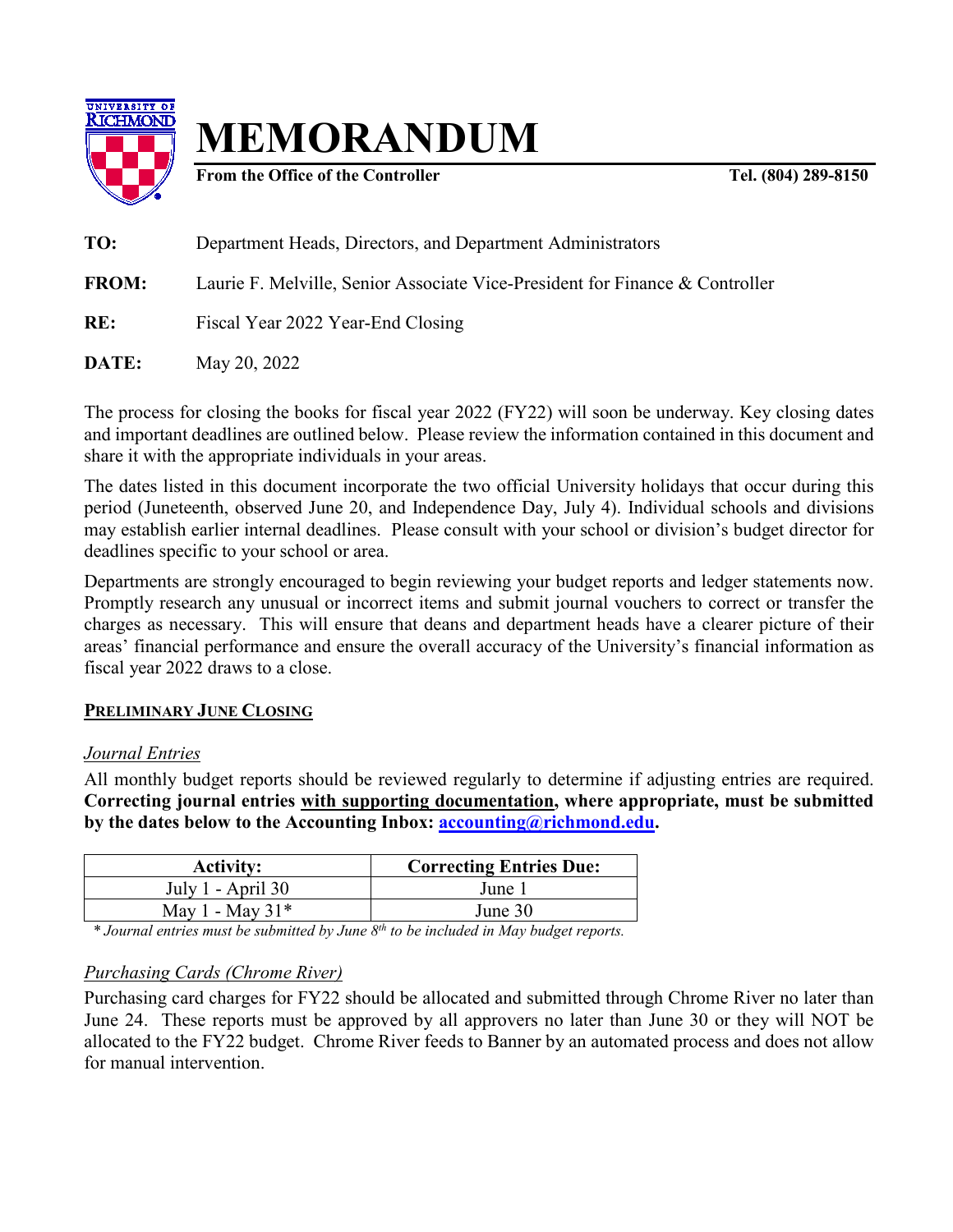# MEMORANDUM

**From the Office of the Controller** **Tel. (804) 289-8150**

**TO:** Department Heads, Directors, and Department Administrators

**FROM:** Laurie F. Melville, Senior Associate Vice-President for Finance & Controller

**RE:** Fiscal Year 2022 Year-End Closing

**DATE:** May 20, 2022

The process for closing the books for fiscal year 2022 (FY22) will soon be underway. Key closing dates and important deadlines are outlined below. Please review the information contained in this document and share it with the appropriate individuals in your areas.

The dates listed in this document incorporate the two official University holidays that occur during this period (Juneteenth, observed June 20, and Independence Day, July 4). Individual schools and divisions may establish earlier internal deadlines. Please consult with your school or division's budget director for deadlines specific to your school or area.

Departments are strongly encouraged to begin reviewing your budget reports and ledger statements now. Promptly research any unusual or incorrect items and submit journal vouchers to correct or transfer the charges as necessary. This will ensure that deans and department heads have a clearer picture of their areas' financial performance and ensure the overall accuracy of the University's financial information as fiscal year 2022 draws to a close.

## PRELIMINARY JUNE CLOSING

### *Journal Entries*

All monthly budget reports should be reviewed regularly to determine if adjusting entries are required. **Correcting journal entries with supporting documentation, where appropriate, must be submitted by the dates below to the Accounting Inbox: [accounting@richmond.edu](mailto:accounting@richmond.edu).**

| Activity: | Correcting Entries Due: |
|---|---|
| July 1 - April 30 | June 1 |
| May 1 - May 31* | June 30 |

*\* Journal entries must be submitted by June 8th to be included in May budget reports.*

### *Purchasing Cards (Chrome River)*

Purchasing card charges for FY22 should be allocated and submitted through Chrome River no later than June 24. These reports must be approved by all approvers no later than June 30 or they will NOT be allocated to the FY22 budget. Chrome River feeds to Banner by an automated process and does not allow for manual intervention.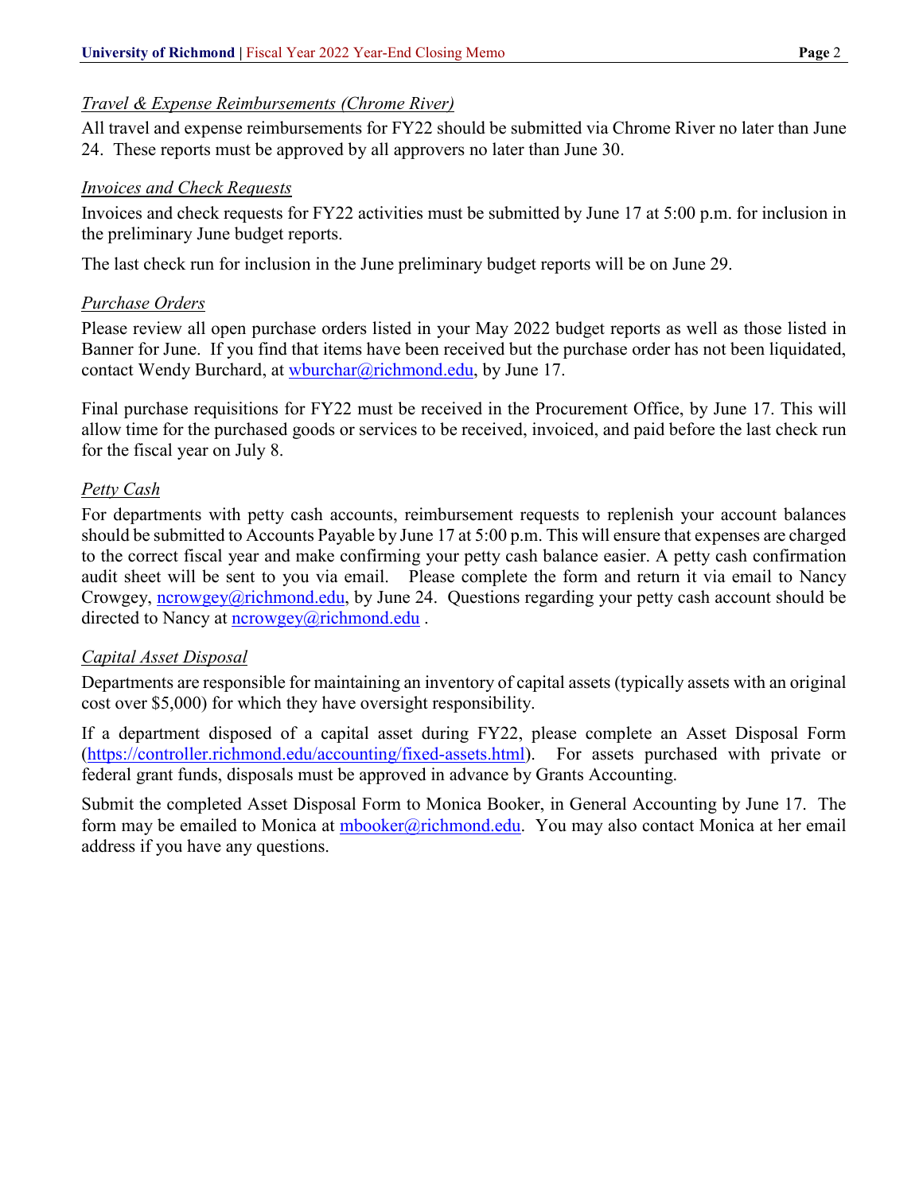*Travel & Expense Reimbursements (Chrome River)*

All travel and expense reimbursements for FY22 should be submitted via Chrome River no later than June 24. These reports must be approved by all approvers no later than June 30.

*Invoices and Check Requests*

Invoices and check requests for FY22 activities must be submitted by June 17 at 5:00 p.m. for inclusion in the preliminary June budget reports.

The last check run for inclusion in the June preliminary budget reports will be on June 29.

*Purchase Orders*

Please review all open purchase orders listed in your May 2022 budget reports as well as those listed in Banner for June. If you find that items have been received but the purchase order has not been liquidated, contact Wendy Burchard, at wburchar@richmond.edu, by June 17.

Final purchase requisitions for FY22 must be received in the Procurement Office, by June 17. This will allow time for the purchased goods or services to be received, invoiced, and paid before the last check run for the fiscal year on July 8.

*Petty Cash*

For departments with petty cash accounts, reimbursement requests to replenish your account balances should be submitted to Accounts Payable by June 17 at 5:00 p.m. This will ensure that expenses are charged to the correct fiscal year and make confirming your petty cash balance easier. A petty cash confirmation audit sheet will be sent to you via email. Please complete the form and return it via email to Nancy Crowgey, ncrowgey@richmond.edu, by June 24. Questions regarding your petty cash account should be directed to Nancy at ncrowgey@richmond.edu .

*Capital Asset Disposal*

Departments are responsible for maintaining an inventory of capital assets (typically assets with an original cost over $5,000) for which they have oversight responsibility.

If a department disposed of a capital asset during FY22, please complete an Asset Disposal Form (https://controller.richmond.edu/accounting/fixed-assets.html). For assets purchased with private or federal grant funds, disposals must be approved in advance by Grants Accounting.

Submit the completed Asset Disposal Form to Monica Booker, in General Accounting by June 17. The form may be emailed to Monica at mbooker@richmond.edu. You may also contact Monica at her email address if you have any questions.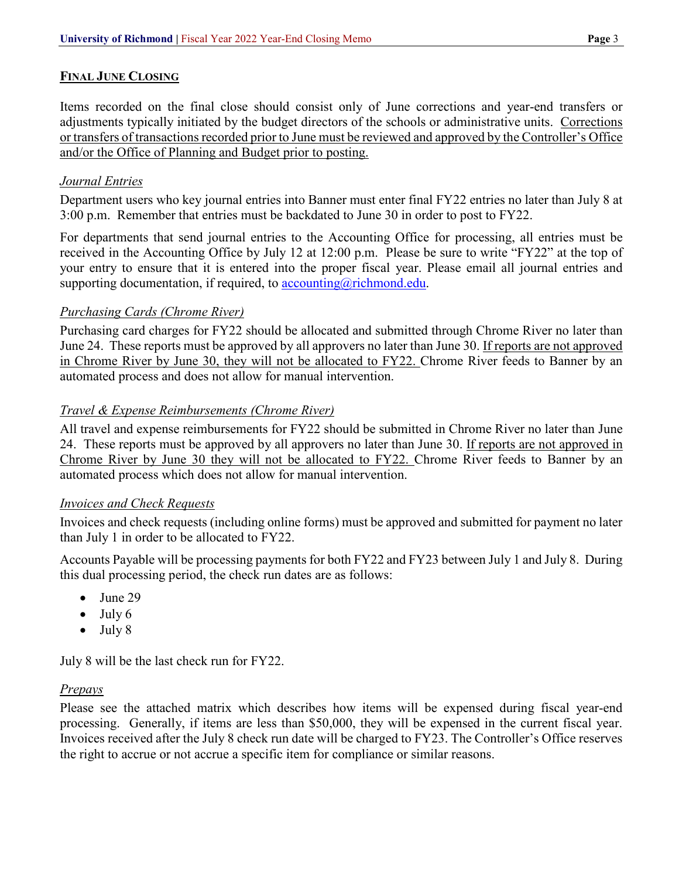## FINAL JUNE CLOSING

Items recorded on the final close should consist only of June corrections and year-end transfers or adjustments typically initiated by the budget directors of the schools or administrative units. Corrections or transfers of transactions recorded prior to June must be reviewed and approved by the Controller's Office and/or the Office of Planning and Budget prior to posting.

### *Journal Entries*

Department users who key journal entries into Banner must enter final FY22 entries no later than July 8 at 3:00 p.m. Remember that entries must be backdated to June 30 in order to post to FY22.

For departments that send journal entries to the Accounting Office for processing, all entries must be received in the Accounting Office by July 12 at 12:00 p.m. Please be sure to write "FY22" at the top of your entry to ensure that it is entered into the proper fiscal year. Please email all journal entries and supporting documentation, if required, to accounting@richmond.edu.

### *Purchasing Cards (Chrome River)*

Purchasing card charges for FY22 should be allocated and submitted through Chrome River no later than June 24. These reports must be approved by all approvers no later than June 30. If reports are not approved in Chrome River by June 30, they will not be allocated to FY22. Chrome River feeds to Banner by an automated process and does not allow for manual intervention.

### *Travel & Expense Reimbursements (Chrome River)*

All travel and expense reimbursements for FY22 should be submitted in Chrome River no later than June 24. These reports must be approved by all approvers no later than June 30. If reports are not approved in Chrome River by June 30 they will not be allocated to FY22. Chrome River feeds to Banner by an automated process which does not allow for manual intervention.

### *Invoices and Check Requests*

Invoices and check requests (including online forms) must be approved and submitted for payment no later than July 1 in order to be allocated to FY22.

Accounts Payable will be processing payments for both FY22 and FY23 between July 1 and July 8. During this dual processing period, the check run dates are as follows:

- June 29
- July 6
- July 8

July 8 will be the last check run for FY22.

### *Prepays*

Please see the attached matrix which describes how items will be expensed during fiscal year-end processing. Generally, if items are less than $50,000, they will be expensed in the current fiscal year. Invoices received after the July 8 check run date will be charged to FY23. The Controller's Office reserves the right to accrue or not accrue a specific item for compliance or similar reasons.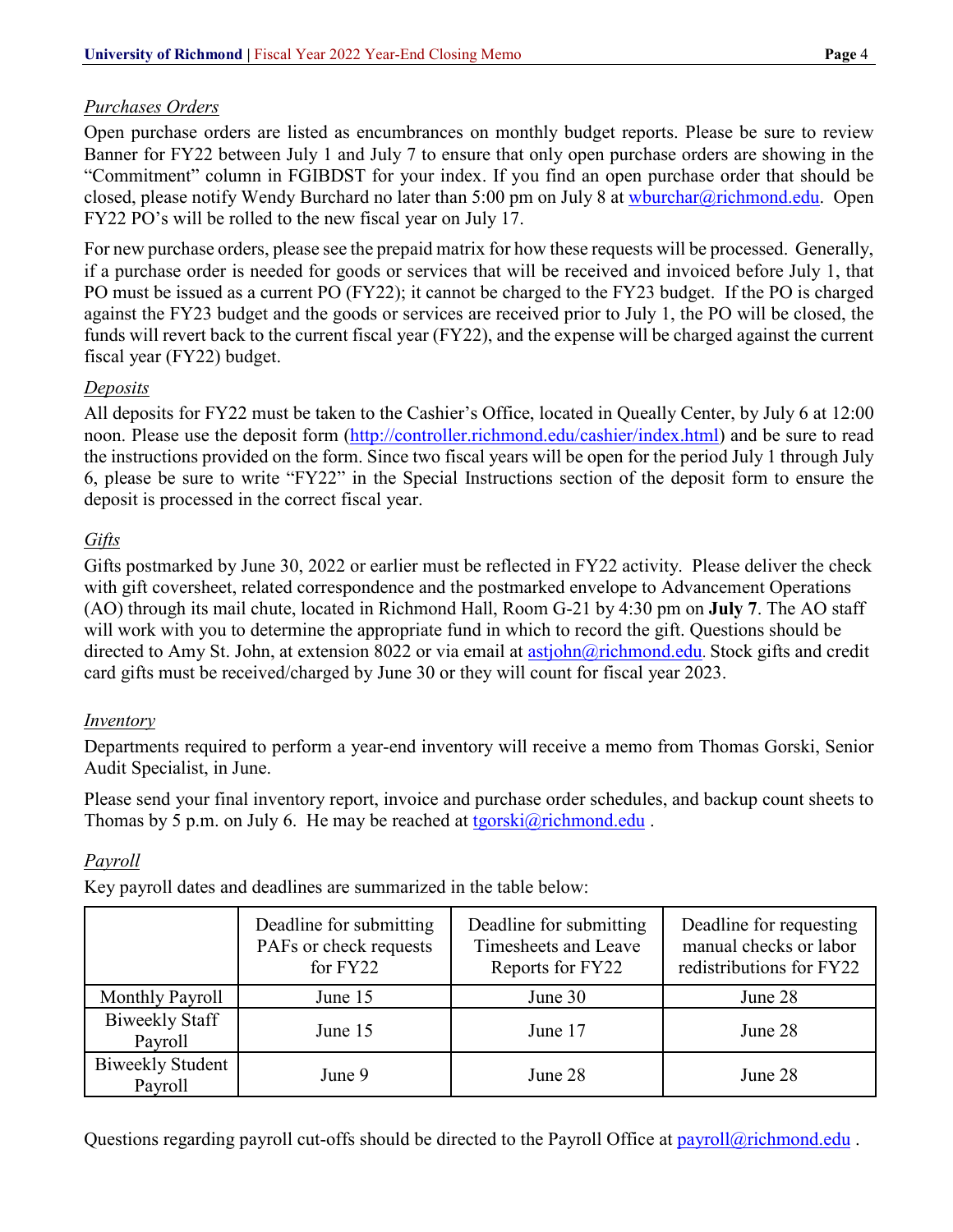*Purchases Orders*

Open purchase orders are listed as encumbrances on monthly budget reports. Please be sure to review Banner for FY22 between July 1 and July 7 to ensure that only open purchase orders are showing in the "Commitment" column in FGIBDST for your index. If you find an open purchase order that should be closed, please notify Wendy Burchard no later than 5:00 pm on July 8 at wburchar@richmond.edu. Open FY22 PO's will be rolled to the new fiscal year on July 17.

For new purchase orders, please see the prepaid matrix for how these requests will be processed. Generally, if a purchase order is needed for goods or services that will be received and invoiced before July 1, that PO must be issued as a current PO (FY22); it cannot be charged to the FY23 budget. If the PO is charged against the FY23 budget and the goods or services are received prior to July 1, the PO will be closed, the funds will revert back to the current fiscal year (FY22), and the expense will be charged against the current fiscal year (FY22) budget.

*Deposits*

All deposits for FY22 must be taken to the Cashier's Office, located in Queally Center, by July 6 at 12:00 noon. Please use the deposit form (http://controller.richmond.edu/cashier/index.html) and be sure to read the instructions provided on the form. Since two fiscal years will be open for the period July 1 through July 6, please be sure to write "FY22" in the Special Instructions section of the deposit form to ensure the deposit is processed in the correct fiscal year.

*Gifts*

Gifts postmarked by June 30, 2022 or earlier must be reflected in FY22 activity. Please deliver the check with gift coversheet, related correspondence and the postmarked envelope to Advancement Operations (AO) through its mail chute, located in Richmond Hall, Room G-21 by 4:30 pm on **July 7**. The AO staff will work with you to determine the appropriate fund in which to record the gift. Questions should be directed to Amy St. John, at extension 8022 or via email at astjohn@richmond.edu. Stock gifts and credit card gifts must be received/charged by June 30 or they will count for fiscal year 2023.

*Inventory*

Departments required to perform a year-end inventory will receive a memo from Thomas Gorski, Senior Audit Specialist, in June.

Please send your final inventory report, invoice and purchase order schedules, and backup count sheets to Thomas by 5 p.m. on July 6. He may be reached at tgorski@richmond.edu .

*Payroll*

Key payroll dates and deadlines are summarized in the table below:

| | Deadline for submitting PAFs or check requests for FY22 | Deadline for submitting Timesheets and Leave Reports for FY22 | Deadline for requesting manual checks or labor redistributions for FY22 |
|---|---|---|---|
| Monthly Payroll | June 15 | June 30 | June 28 |
| Biweekly Staff Payroll | June 15 | June 17 | June 28 |
| Biweekly Student Payroll | June 9 | June 28 | June 28 |

Questions regarding payroll cut-offs should be directed to the Payroll Office at payroll@richmond.edu .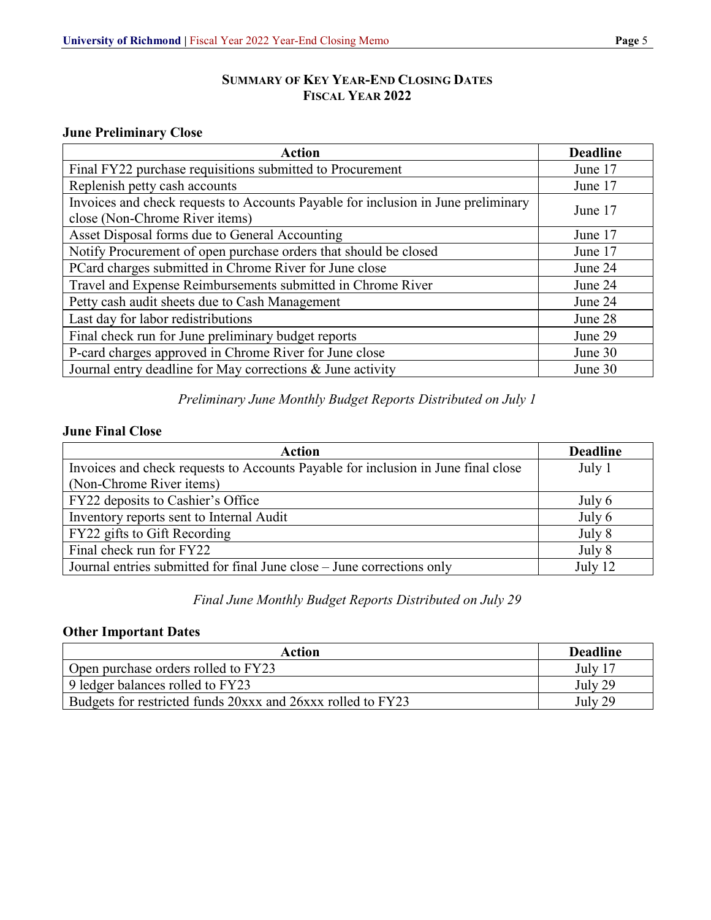## Summary of Key Year-End Closing Dates
## Fiscal Year 2022

### June Preliminary Close

| Action | Deadline |
|---|---|
| Final FY22 purchase requisitions submitted to Procurement | June 17 |
| Replenish petty cash accounts | June 17 |
| Invoices and check requests to Accounts Payable for inclusion in June preliminary close (Non-Chrome River items) | June 17 |
| Asset Disposal forms due to General Accounting | June 17 |
| Notify Procurement of open purchase orders that should be closed | June 17 |
| PCard charges submitted in Chrome River for June close | June 24 |
| Travel and Expense Reimbursements submitted in Chrome River | June 24 |
| Petty cash audit sheets due to Cash Management | June 24 |
| Last day for labor redistributions | June 28 |
| Final check run for June preliminary budget reports | June 29 |
| P-card charges approved in Chrome River for June close | June 30 |
| Journal entry deadline for May corrections & June activity | June 30 |

*Preliminary June Monthly Budget Reports Distributed on July 1*

### June Final Close

| Action | Deadline |
|---|---|
| Invoices and check requests to Accounts Payable for inclusion in June final close (Non-Chrome River items) | July 1 |
| FY22 deposits to Cashier's Office | July 6 |
| Inventory reports sent to Internal Audit | July 6 |
| FY22 gifts to Gift Recording | July 8 |
| Final check run for FY22 | July 8 |
| Journal entries submitted for final June close – June corrections only | July 12 |

*Final June Monthly Budget Reports Distributed on July 29*

### Other Important Dates

| Action | Deadline |
|---|---|
| Open purchase orders rolled to FY23 | July 17 |
| 9 ledger balances rolled to FY23 | July 29 |
| Budgets for restricted funds 20xxx and 26xxx rolled to FY23 | July 29 |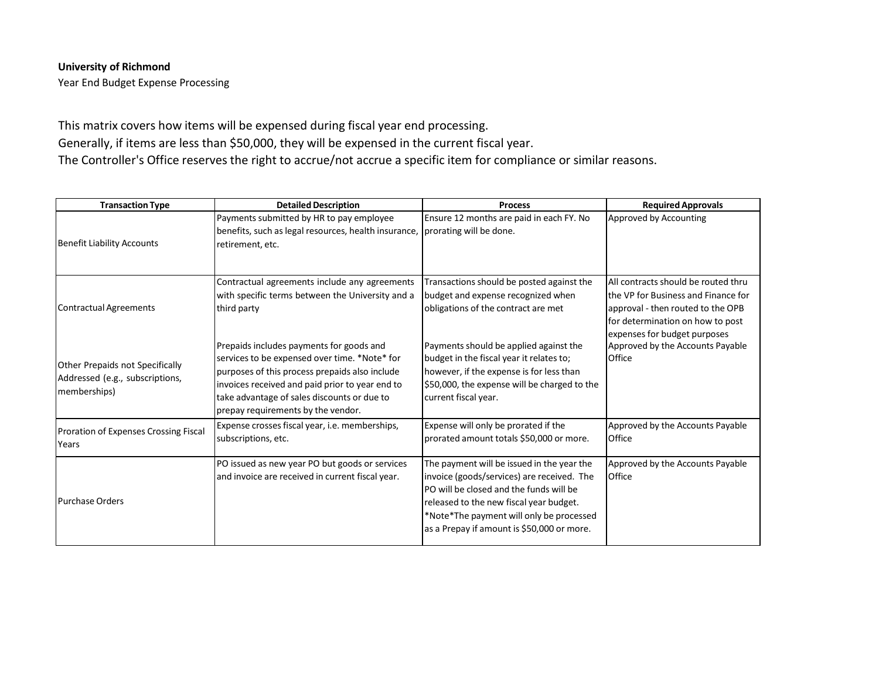**University of Richmond**

Year End Budget Expense Processing

This matrix covers how items will be expensed during fiscal year end processing.
Generally, if items are less than $50,000, they will be expensed in the current fiscal year.
The Controller's Office reserves the right to accrue/not accrue a specific item for compliance or similar reasons.

| Transaction Type | Detailed Description | Process | Required Approvals |
|---|---|---|---|
| Benefit Liability Accounts | Payments submitted by HR to pay employee benefits, such as legal resources, health insurance, retirement, etc. | Ensure 12 months are paid in each FY. No prorating will be done. | Approved by Accounting |
| Contractual Agreements | Contractual agreements include any agreements with specific terms between the University and a third party | Transactions should be posted against the budget and expense recognized when obligations of the contract are met | All contracts should be routed thru the VP for Business and Finance for approval - then routed to the OPB for determination on how to post expenses for budget purposes |
| Other Prepaids not Specifically Addressed (e.g., subscriptions, memberships) | Prepaids includes payments for goods and services to be expensed over time. *Note* for purposes of this process prepaids also include invoices received and paid prior to year end to take advantage of sales discounts or due to prepay requirements by the vendor. | Payments should be applied against the budget in the fiscal year it relates to; however, if the expense is for less than $50,000, the expense will be charged to the current fiscal year. | Approved by the Accounts Payable Office |
| Proration of Expenses Crossing Fiscal Years | Expense crosses fiscal year, i.e. memberships, subscriptions, etc. | Expense will only be prorated if the prorated amount totals $50,000 or more. | Approved by the Accounts Payable Office |
| Purchase Orders | PO issued as new year PO but goods or services and invoice are received in current fiscal year. | The payment will be issued in the year the invoice (goods/services) are received. The PO will be closed and the funds will be released to the new fiscal year budget. *Note*The payment will only be processed as a Prepay if amount is $50,000 or more. | Approved by the Accounts Payable Office |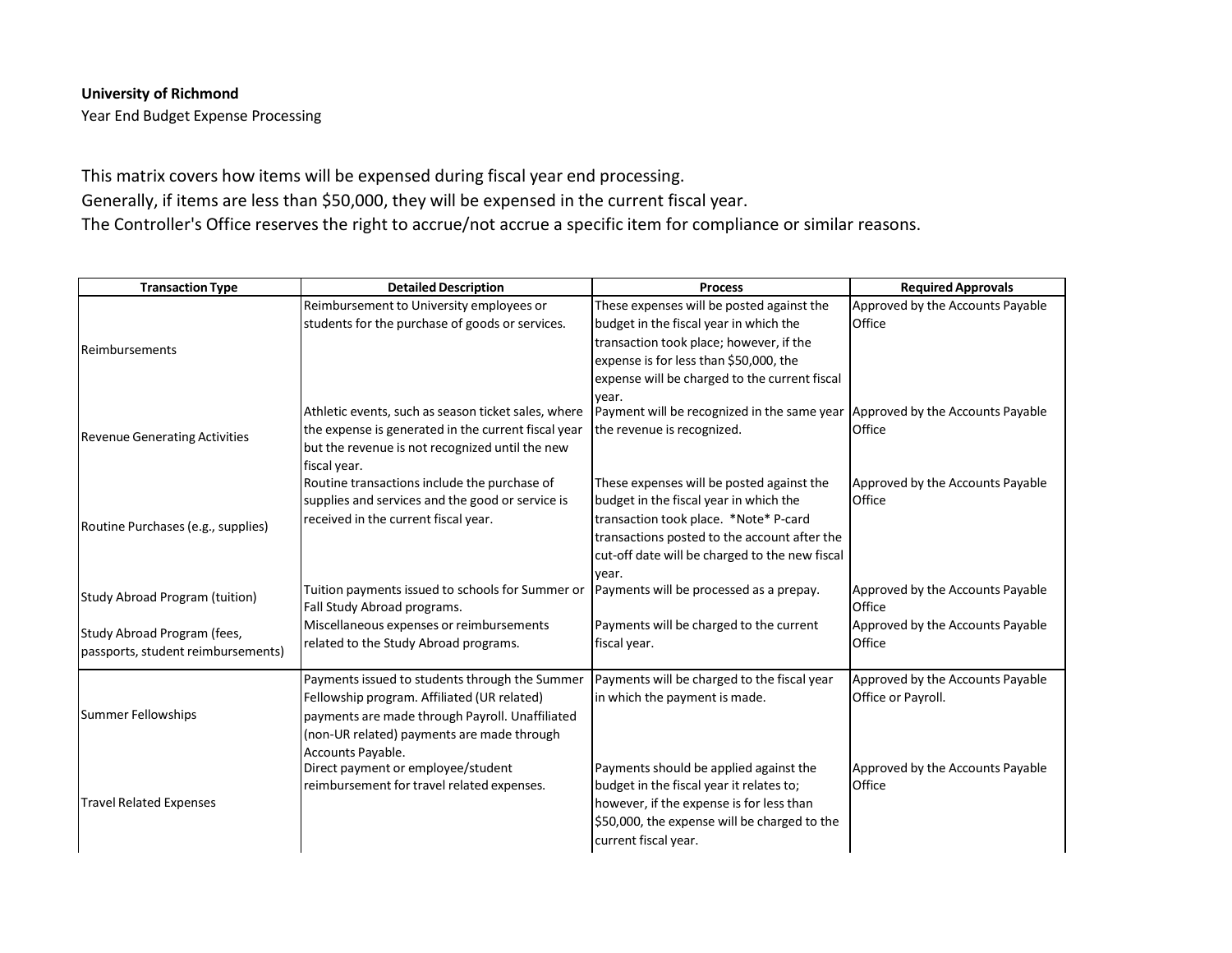**University of Richmond**

Year End Budget Expense Processing

This matrix covers how items will be expensed during fiscal year end processing.
Generally, if items are less than $50,000, they will be expensed in the current fiscal year.
The Controller's Office reserves the right to accrue/not accrue a specific item for compliance or similar reasons.

| Transaction Type | Detailed Description | Process | Required Approvals |
|---|---|---|---|
| Reimbursements | Reimbursement to University employees or students for the purchase of goods or services. | These expenses will be posted against the budget in the fiscal year in which the transaction took place; however, if the expense is for less than $50,000, the expense will be charged to the current fiscal year. | Approved by the Accounts Payable Office |
| Revenue Generating Activities | Athletic events, such as season ticket sales, where the expense is generated in the current fiscal year but the revenue is not recognized until the new fiscal year. | Payment will be recognized in the same year the revenue is recognized. | Approved by the Accounts Payable Office |
| Routine Purchases (e.g., supplies) | Routine transactions include the purchase of supplies and services and the good or service is received in the current fiscal year. | These expenses will be posted against the budget in the fiscal year in which the transaction took place. *Note* P-card transactions posted to the account after the cut-off date will be charged to the new fiscal year. | Approved by the Accounts Payable Office |
| Study Abroad Program (tuition) | Tuition payments issued to schools for Summer or Fall Study Abroad programs. | Payments will be processed as a prepay. | Approved by the Accounts Payable Office |
| Study Abroad Program (fees, passports, student reimbursements) | Miscellaneous expenses or reimbursements related to the Study Abroad programs. | Payments will be charged to the current fiscal year. | Approved by the Accounts Payable Office |
| Summer Fellowships | Payments issued to students through the Summer Fellowship program. Affiliated (UR related) payments are made through Payroll. Unaffiliated (non-UR related) payments are made through Accounts Payable. | Payments will be charged to the fiscal year in which the payment is made. | Approved by the Accounts Payable Office or Payroll. |
| Travel Related Expenses | Direct payment or employee/student reimbursement for travel related expenses. | Payments should be applied against the budget in the fiscal year it relates to; however, if the expense is for less than $50,000, the expense will be charged to the current fiscal year. | Approved by the Accounts Payable Office |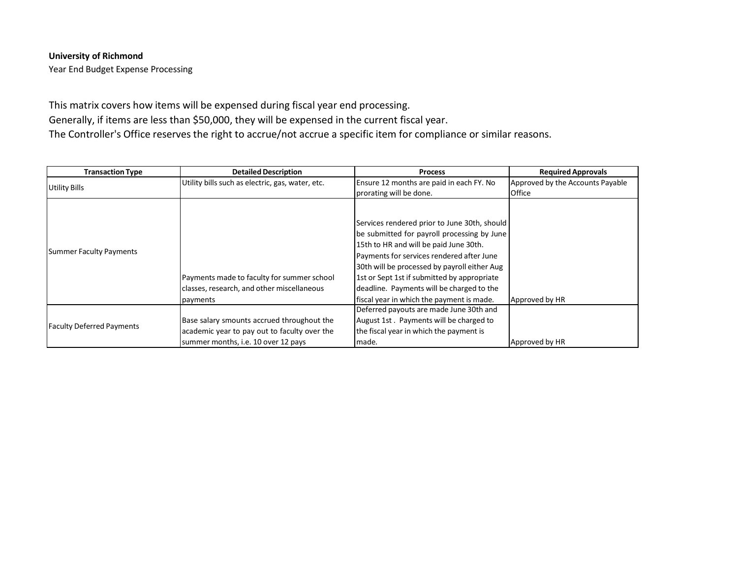**University of Richmond**

Year End Budget Expense Processing

This matrix covers how items will be expensed during fiscal year end processing.
Generally, if items are less than $50,000, they will be expensed in the current fiscal year.
The Controller's Office reserves the right to accrue/not accrue a specific item for compliance or similar reasons.

| Transaction Type | Detailed Description | Process | Required Approvals |
| --- | --- | --- | --- |
| Utility Bills | Utility bills such as electric, gas, water, etc. | Ensure 12 months are paid in each FY. No prorating will be done. | Approved by the Accounts Payable Office |
| Summer Faculty Payments | Payments made to faculty for summer school classes, research, and other miscellaneous payments | Services rendered prior to June 30th, should be submitted for payroll processing by June 15th to HR and will be paid June 30th. Payments for services rendered after June 30th will be processed by payroll either Aug 1st or Sept 1st if submitted by appropriate deadline. Payments will be charged to the fiscal year in which the payment is made. | Approved by HR |
| Faculty Deferred Payments | Base salary smounts accrued throughout the academic year to pay out to faculty over the summer months, i.e. 10 over 12 pays | Deferred payouts are made June 30th and August 1st . Payments will be charged to the fiscal year in which the payment is made. | Approved by HR |